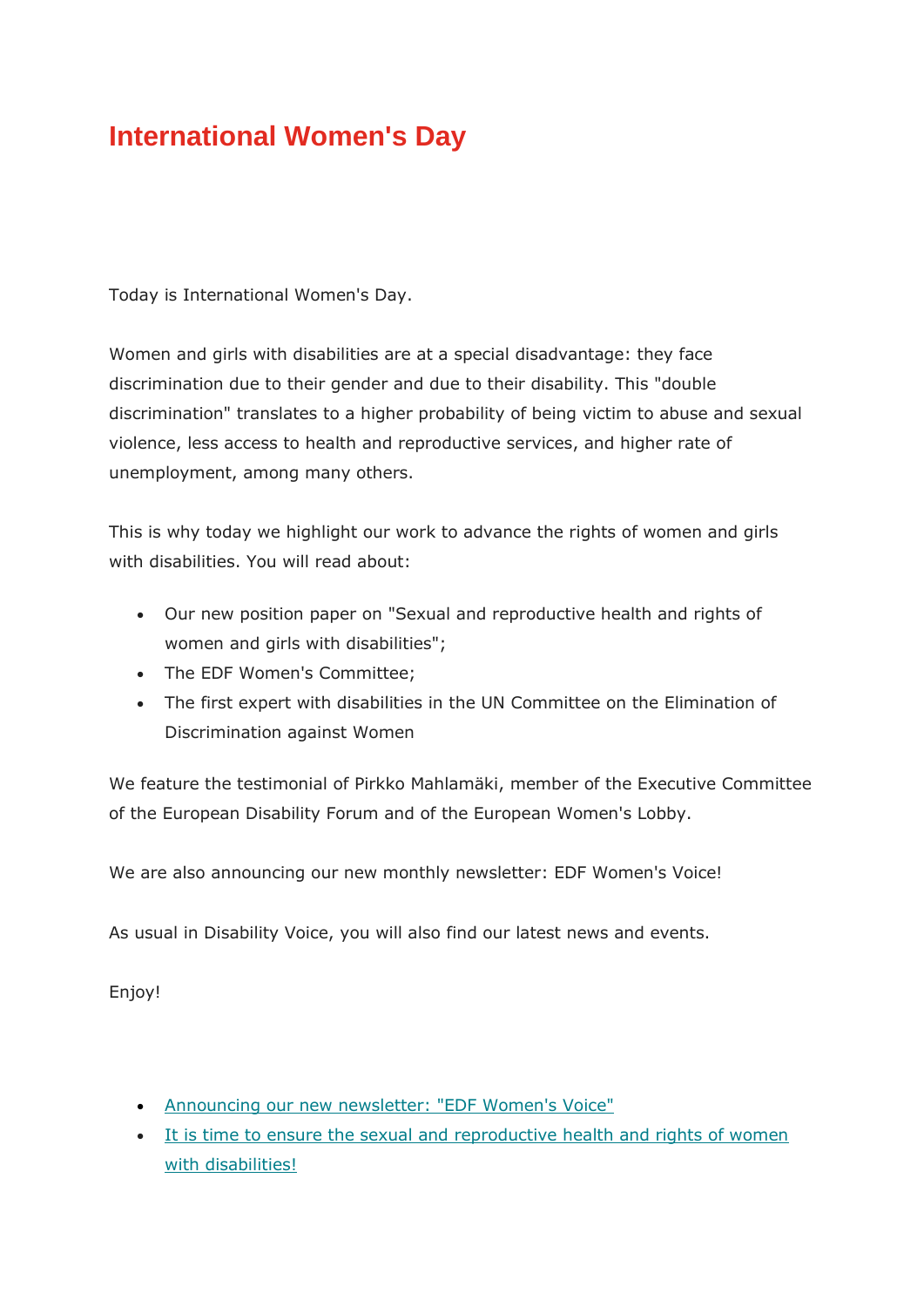# International Women's Day

Today is International Women's Day.

Women and girls with disabilities are at a special disadvantage: they face discrimination due to their gender and due to their disability. This "double discrimination" translates to a higher probability of being victim to abuse and sexual violence, less access to health and reproductive services, and higher rate of unemployment, among many others.

This is why today we highlight our work to advance the rights of women and girls with disabilities. You will read about:

- Our new position paper on "Sexual and reproductive health and rights of women and girls with disabilities";
- The EDF Women's Committee;
- The first expert with disabilities in the UN Committee on the Elimination of Discrimination against Women

We feature the testimonial of Pirkko Mahlamäki, member of the Executive Committee of the European Disability Forum and of the European Women's Lobby.

We are also announcing our new monthly newsletter: EDF Women's Voice!

As usual in Disability Voice, you will also find our latest news and events.

Enjoy!

- Announcing our new newsletter: "EDF Women's Voice"
- It is time to ensure the sexual and reproductive health and rights of women with disabilities!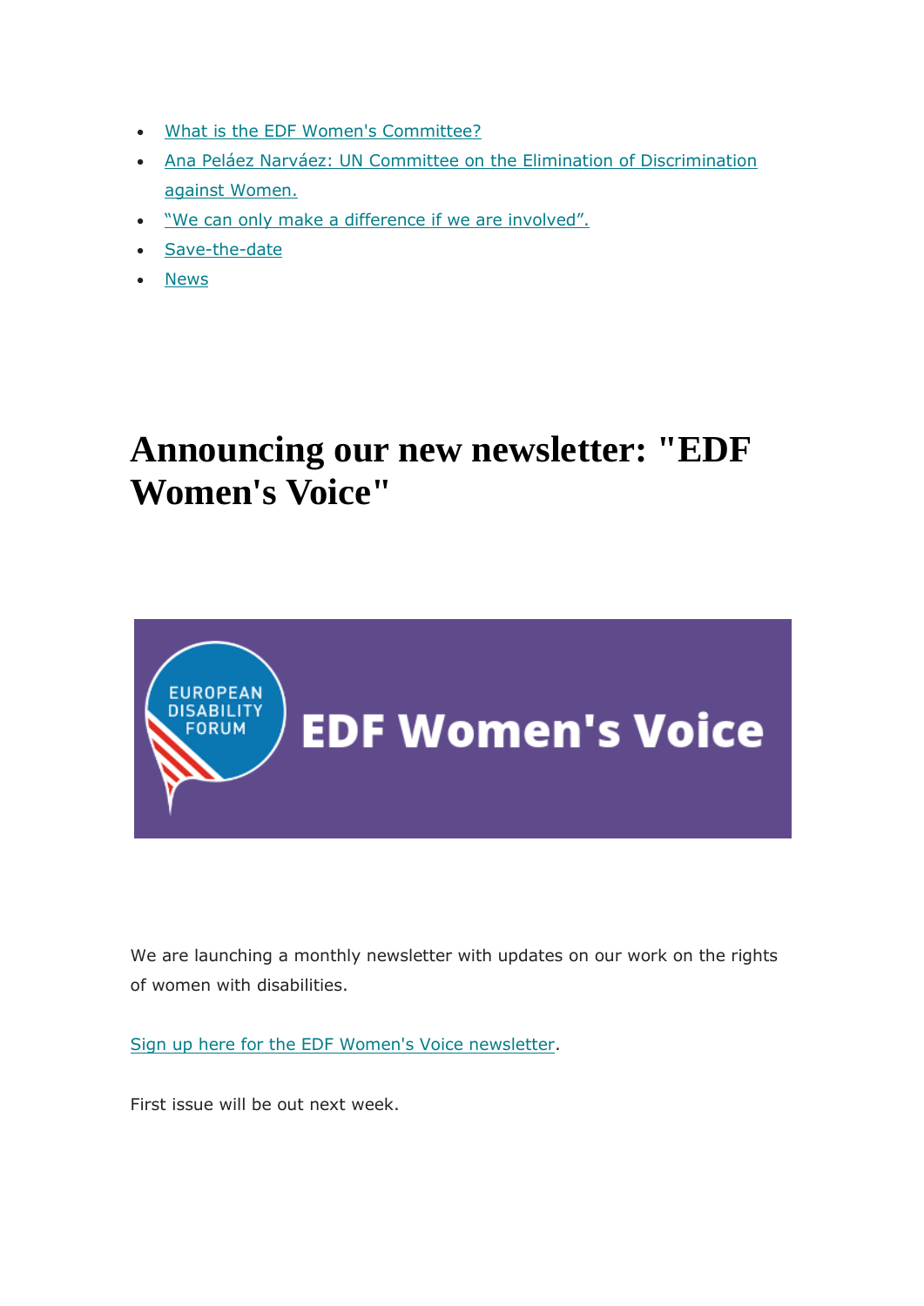- What is the EDF Women's Committee?
- Ana Peláez Narváez: UN Committee on the Elimination of Discrimination against Women.
- “We can only make a difference if we are involved”.
- Save-the-date
- News

# Announcing our new newsletter: "EDF Women's Voice"

We are launching a monthly newsletter with updates on our work on the rights of women with disabilities.

Sign up here for the EDF Women's Voice newsletter.

First issue will be out next week.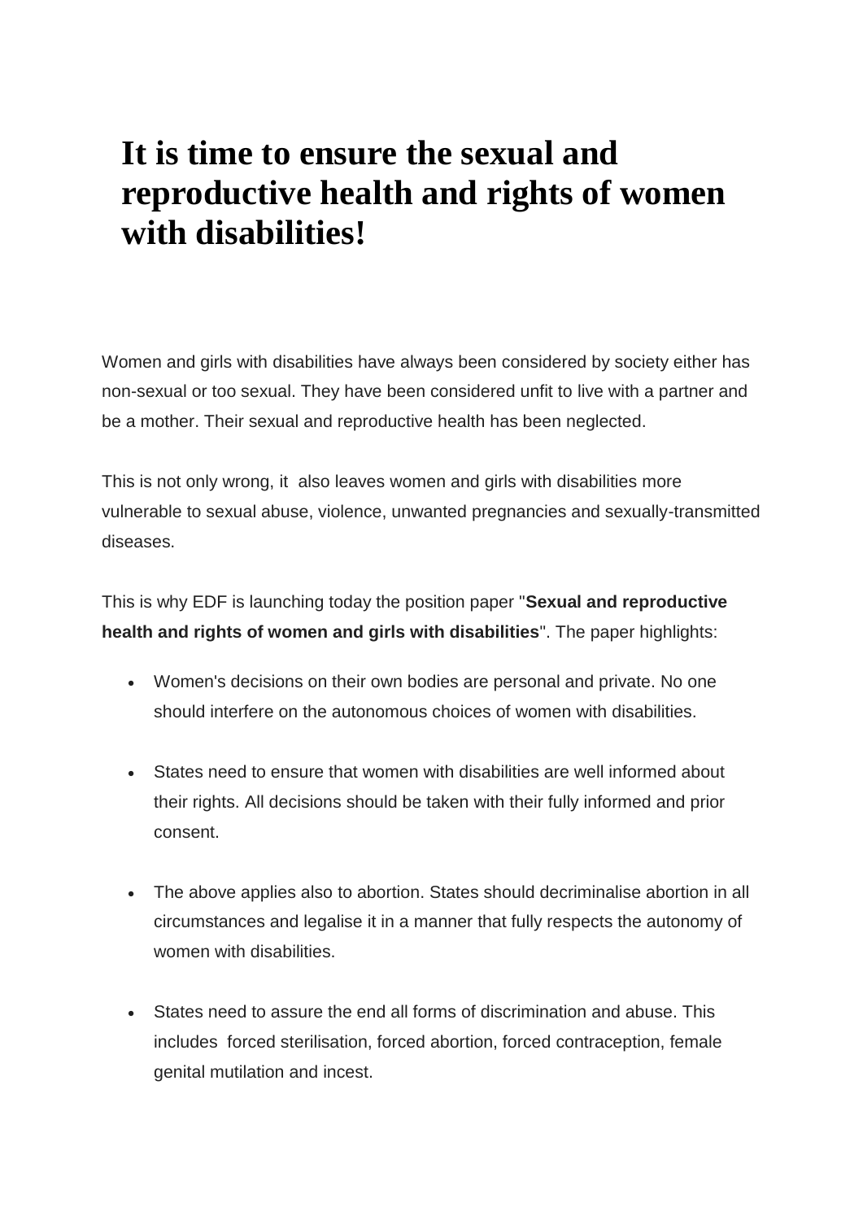# It is time to ensure the sexual and reproductive health and rights of women with disabilities!

Women and girls with disabilities have always been considered by society either has non-sexual or too sexual. They have been considered unfit to live with a partner and be a mother. Their sexual and reproductive health has been neglected.

This is not only wrong, it also leaves women and girls with disabilities more vulnerable to sexual abuse, violence, unwanted pregnancies and sexually-transmitted diseases.

This is why EDF is launching today the position paper "**Sexual and reproductive health and rights of women and girls with disabilities**". The paper highlights:

- Women's decisions on their own bodies are personal and private. No one should interfere on the autonomous choices of women with disabilities.
- States need to ensure that women with disabilities are well informed about their rights. All decisions should be taken with their fully informed and prior consent.
- The above applies also to abortion. States should decriminalise abortion in all circumstances and legalise it in a manner that fully respects the autonomy of women with disabilities.
- States need to assure the end all forms of discrimination and abuse. This includes forced sterilisation, forced abortion, forced contraception, female genital mutilation and incest.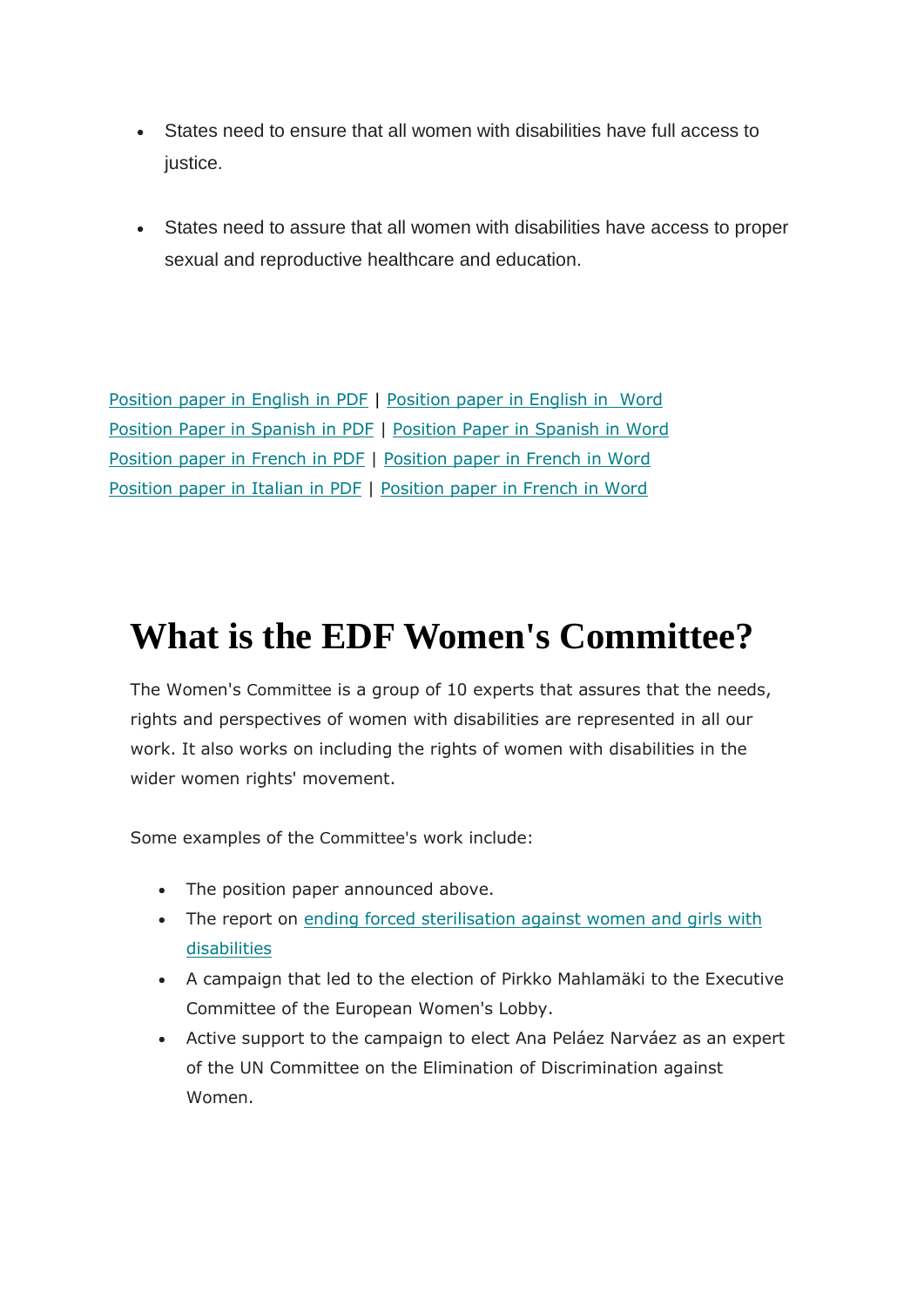- States need to ensure that all women with disabilities have full access to justice.

- States need to assure that all women with disabilities have access to proper sexual and reproductive healthcare and education.

Position paper in English in PDF | Position paper in English in Word
Position Paper in Spanish in PDF | Position Paper in Spanish in Word
Position paper in French in PDF | Position paper in French in Word
Position paper in Italian in PDF | Position paper in French in Word

# What is the EDF Women's Committee?

The Women's Committee is a group of 10 experts that assures that the needs, rights and perspectives of women with disabilities are represented in all our work. It also works on including the rights of women with disabilities in the wider women rights' movement.

Some examples of the Committee's work include:

- The position paper announced above.
- The report on ending forced sterilisation against women and girls with disabilities
- A campaign that led to the election of Pirkko Mahlamäki to the Executive Committee of the European Women's Lobby.
- Active support to the campaign to elect Ana Peláez Narváez as an expert of the UN Committee on the Elimination of Discrimination against Women.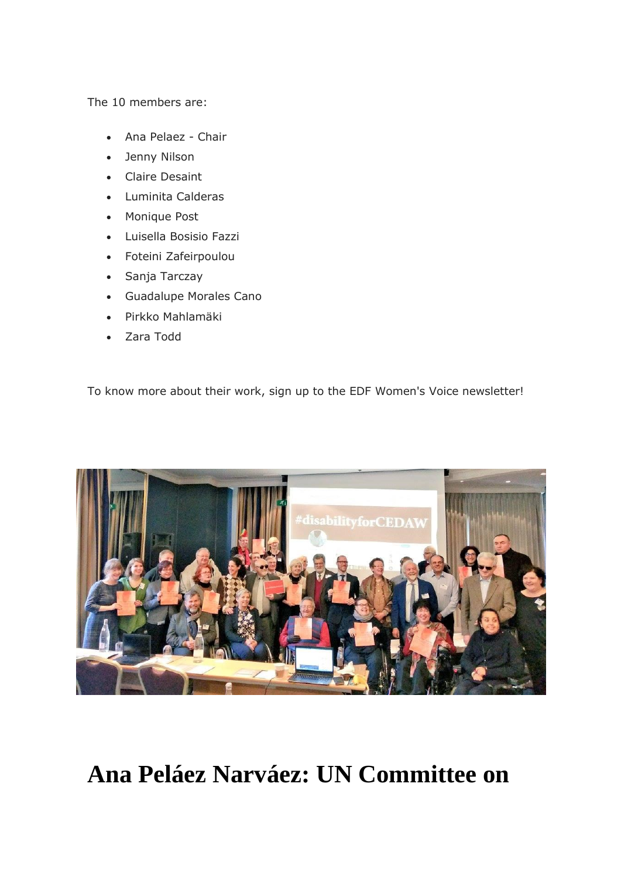The 10 members are:

- Ana Pelaez - Chair
- Jenny Nilson
- Claire Desaint
- Luminita Calderas
- Monique Post
- Luisella Bosisio Fazzi
- Foteini Zafeirpoulou
- Sanja Tarczay
- Guadalupe Morales Cano
- Pirkko Mahlamäki
- Zara Todd

To know more about their work, sign up to the EDF Women's Voice newsletter!

# Ana Peláez Narváez: UN Committee on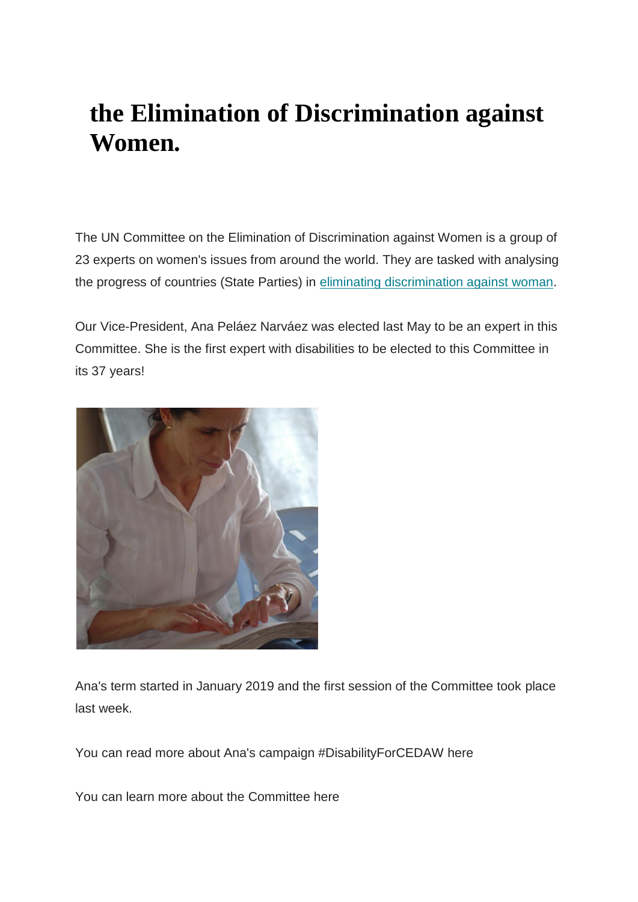# the Elimination of Discrimination against Women.

The UN Committee on the Elimination of Discrimination against Women is a group of 23 experts on women's issues from around the world. They are tasked with analysing the progress of countries (State Parties) in eliminating discrimination against woman.

Our Vice-President, Ana Peláez Narváez was elected last May to be an expert in this Committee. She is the first expert with disabilities to be elected to this Committee in its 37 years!

Ana's term started in January 2019 and the first session of the Committee took place last week.

You can read more about Ana's campaign #DisabilityForCEDAW here

You can learn more about the Committee here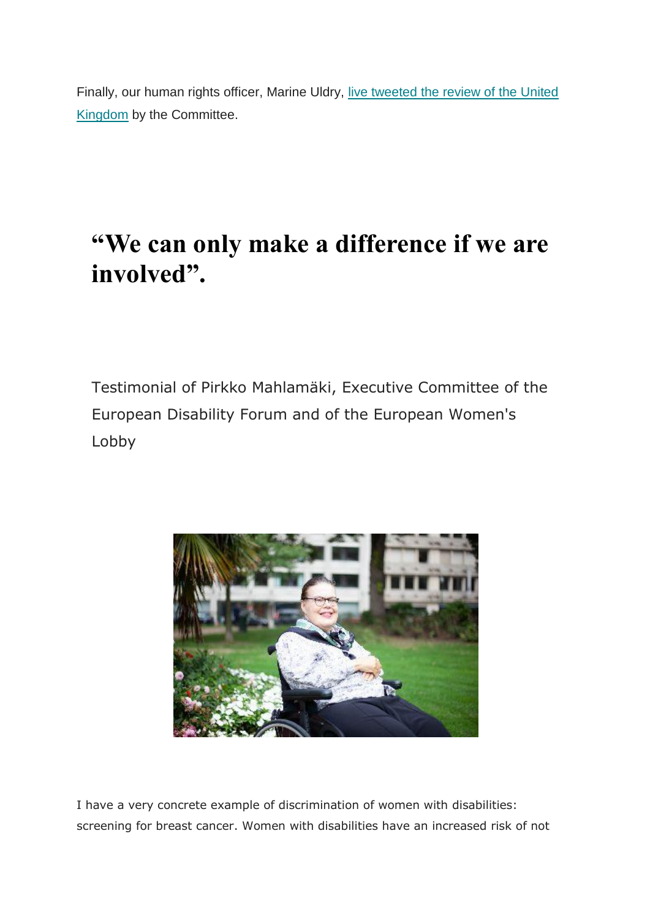Finally, our human rights officer, Marine Uldry, [live tweeted the review of the United Kingdom]() by the Committee.

# “We can only make a difference if we are involved”.

Testimonial of Pirkko Mahlamäki, Executive Committee of the European Disability Forum and of the European Women's Lobby

I have a very concrete example of discrimination of women with disabilities: screening for breast cancer. Women with disabilities have an increased risk of not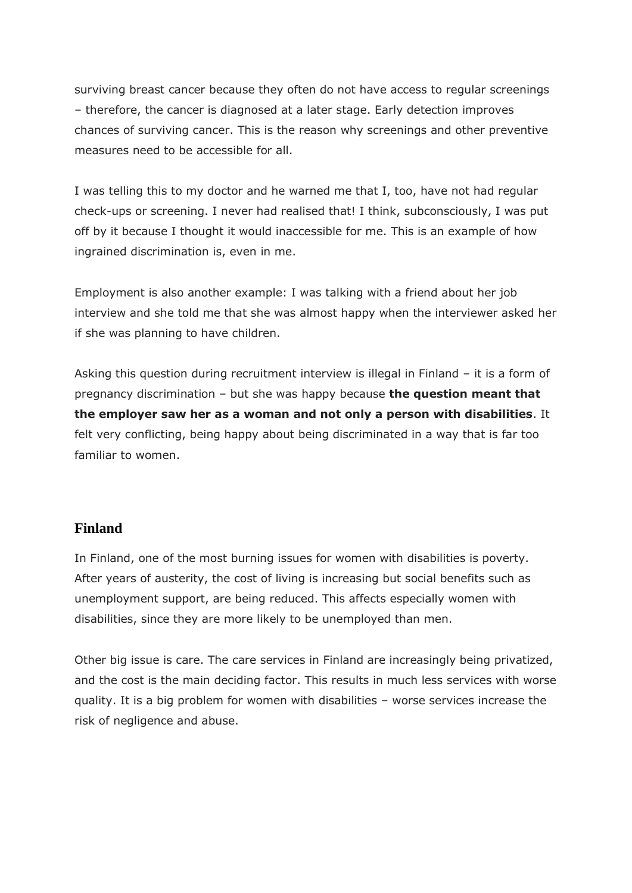surviving breast cancer because they often do not have access to regular screenings – therefore, the cancer is diagnosed at a later stage. Early detection improves chances of surviving cancer. This is the reason why screenings and other preventive measures need to be accessible for all.

I was telling this to my doctor and he warned me that I, too, have not had regular check-ups or screening. I never had realised that! I think, subconsciously, I was put off by it because I thought it would inaccessible for me. This is an example of how ingrained discrimination is, even in me.

Employment is also another example: I was talking with a friend about her job interview and she told me that she was almost happy when the interviewer asked her if she was planning to have children.

Asking this question during recruitment interview is illegal in Finland – it is a form of pregnancy discrimination – but she was happy because **the question meant that the employer saw her as a woman and not only a person with disabilities**. It felt very conflicting, being happy about being discriminated in a way that is far too familiar to women.

## Finland

In Finland, one of the most burning issues for women with disabilities is poverty. After years of austerity, the cost of living is increasing but social benefits such as unemployment support, are being reduced. This affects especially women with disabilities, since they are more likely to be unemployed than men.

Other big issue is care. The care services in Finland are increasingly being privatized, and the cost is the main deciding factor. This results in much less services with worse quality. It is a big problem for women with disabilities – worse services increase the risk of negligence and abuse.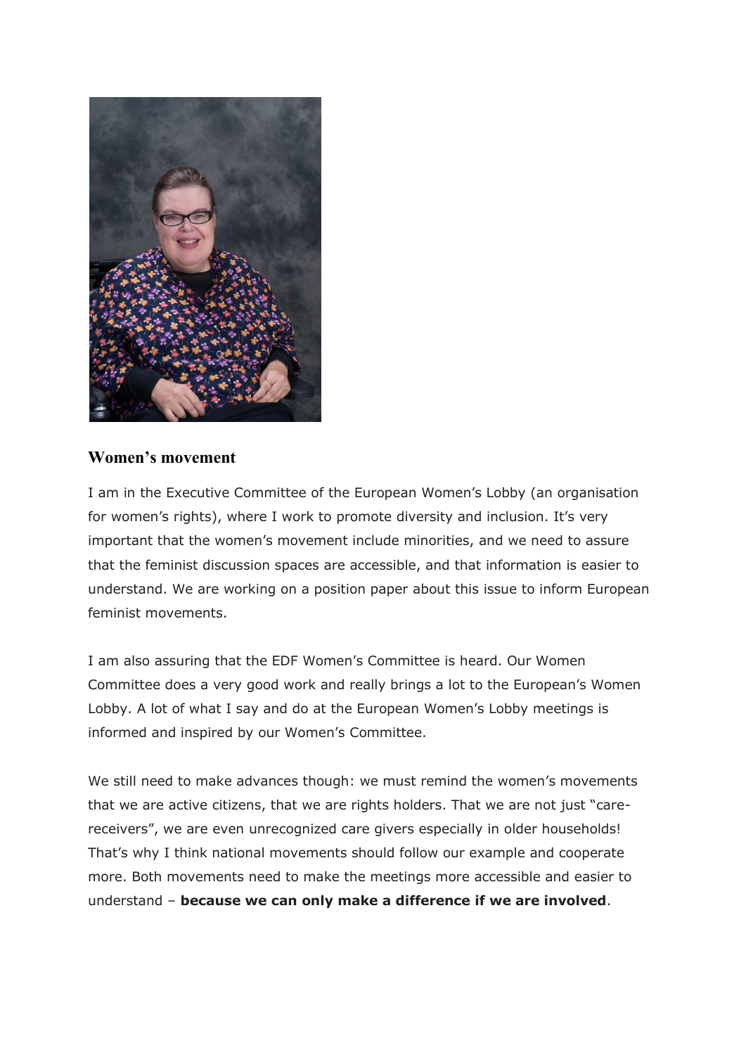## Women's movement

I am in the Executive Committee of the European Women's Lobby (an organisation for women's rights), where I work to promote diversity and inclusion. It's very important that the women's movement include minorities, and we need to assure that the feminist discussion spaces are accessible, and that information is easier to understand. We are working on a position paper about this issue to inform European feminist movements.

I am also assuring that the EDF Women's Committee is heard. Our Women Committee does a very good work and really brings a lot to the European's Women Lobby. A lot of what I say and do at the European Women's Lobby meetings is informed and inspired by our Women's Committee.

We still need to make advances though: we must remind the women's movements that we are active citizens, that we are rights holders. That we are not just "care-receivers", we are even unrecognized care givers especially in older households! That's why I think national movements should follow our example and cooperate more. Both movements need to make the meetings more accessible and easier to understand – **because we can only make a difference if we are involved**.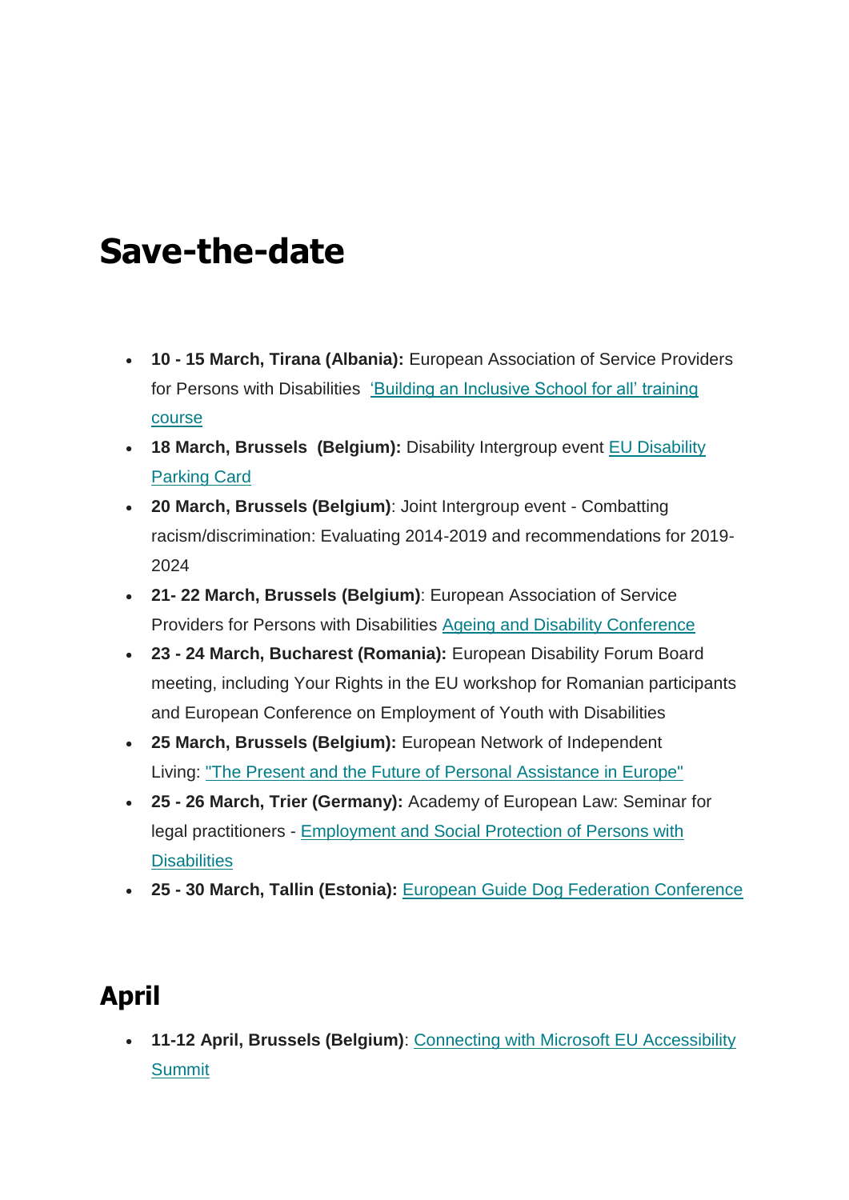# Save-the-date

- **10 - 15 March, Tirana (Albania):** European Association of Service Providers for Persons with Disabilities 'Building an Inclusive School for all' training course
- **18 March, Brussels (Belgium):** Disability Intergroup event EU Disability Parking Card
- **20 March, Brussels (Belgium)**: Joint Intergroup event - Combatting racism/discrimination: Evaluating 2014-2019 and recommendations for 2019-2024
- **21- 22 March, Brussels (Belgium)**: European Association of Service Providers for Persons with Disabilities Ageing and Disability Conference
- **23 - 24 March, Bucharest (Romania):** European Disability Forum Board meeting, including Your Rights in the EU workshop for Romanian participants and European Conference on Employment of Youth with Disabilities
- **25 March, Brussels (Belgium):** European Network of Independent Living: "The Present and the Future of Personal Assistance in Europe"
- **25 - 26 March, Trier (Germany):** Academy of European Law: Seminar for legal practitioners - Employment and Social Protection of Persons with Disabilities
- **25 - 30 March, Tallin (Estonia):** European Guide Dog Federation Conference

## April

- **11-12 April, Brussels (Belgium)**: Connecting with Microsoft EU Accessibility Summit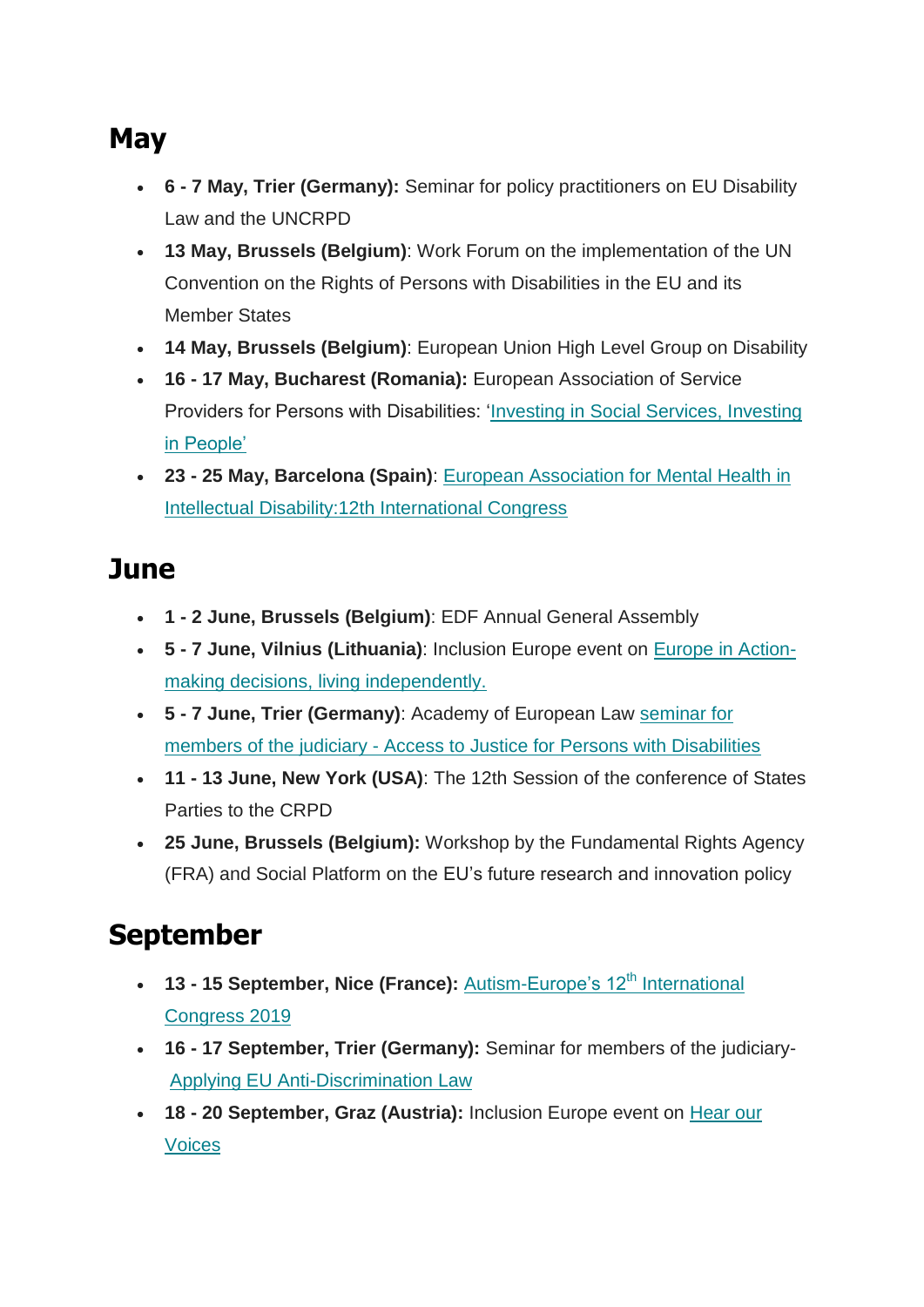## May

- **6 - 7 May, Trier (Germany):** Seminar for policy practitioners on EU Disability Law and the UNCRPD
- **13 May, Brussels (Belgium)**: Work Forum on the implementation of the UN Convention on the Rights of Persons with Disabilities in the EU and its Member States
- **14 May, Brussels (Belgium)**: European Union High Level Group on Disability
- **16 - 17 May, Bucharest (Romania):** European Association of Service Providers for Persons with Disabilities: 'Investing in Social Services, Investing in People'
- **23 - 25 May, Barcelona (Spain)**: European Association for Mental Health in Intellectual Disability:12th International Congress

## June

- **1 - 2 June, Brussels (Belgium)**: EDF Annual General Assembly
- **5 - 7 June, Vilnius (Lithuania)**: Inclusion Europe event on Europe in Action- making decisions, living independently.
- **5 - 7 June, Trier (Germany)**: Academy of European Law seminar for members of the judiciary - Access to Justice for Persons with Disabilities
- **11 - 13 June, New York (USA)**: The 12th Session of the conference of States Parties to the CRPD
- **25 June, Brussels (Belgium):** Workshop by the Fundamental Rights Agency (FRA) and Social Platform on the EU's future research and innovation policy

## September

- **13 - 15 September, Nice (France):** Autism-Europe's 12th International Congress 2019
- **16 - 17 September, Trier (Germany):** Seminar for members of the judiciary- Applying EU Anti-Discrimination Law
- **18 - 20 September, Graz (Austria):** Inclusion Europe event on Hear our Voices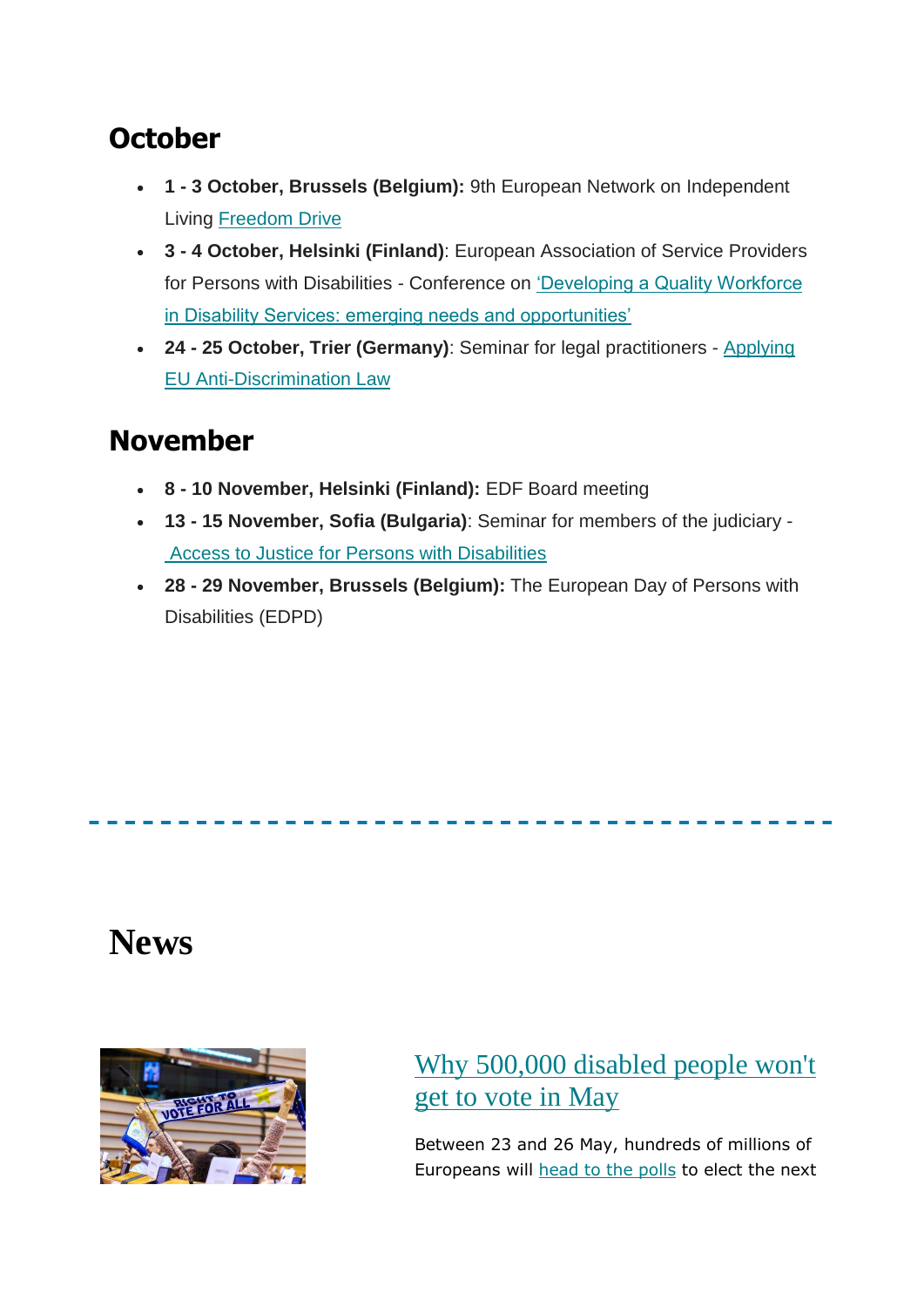## October

- **1 - 3 October, Brussels (Belgium):** 9th European Network on Independent Living Freedom Drive
- **3 - 4 October, Helsinki (Finland)**: European Association of Service Providers for Persons with Disabilities - Conference on 'Developing a Quality Workforce in Disability Services: emerging needs and opportunities'
- **24 - 25 October, Trier (Germany)**: Seminar for legal practitioners - Applying EU Anti-Discrimination Law

## November

- **8 - 10 November, Helsinki (Finland):** EDF Board meeting
- **13 - 15 November, Sofia (Bulgaria)**: Seminar for members of the judiciary - Access to Justice for Persons with Disabilities
- **28 - 29 November, Brussels (Belgium):** The European Day of Persons with Disabilities (EDPD)

---

# News

### Why 500,000 disabled people won't get to vote in May

Between 23 and 26 May, hundreds of millions of Europeans will head to the polls to elect the next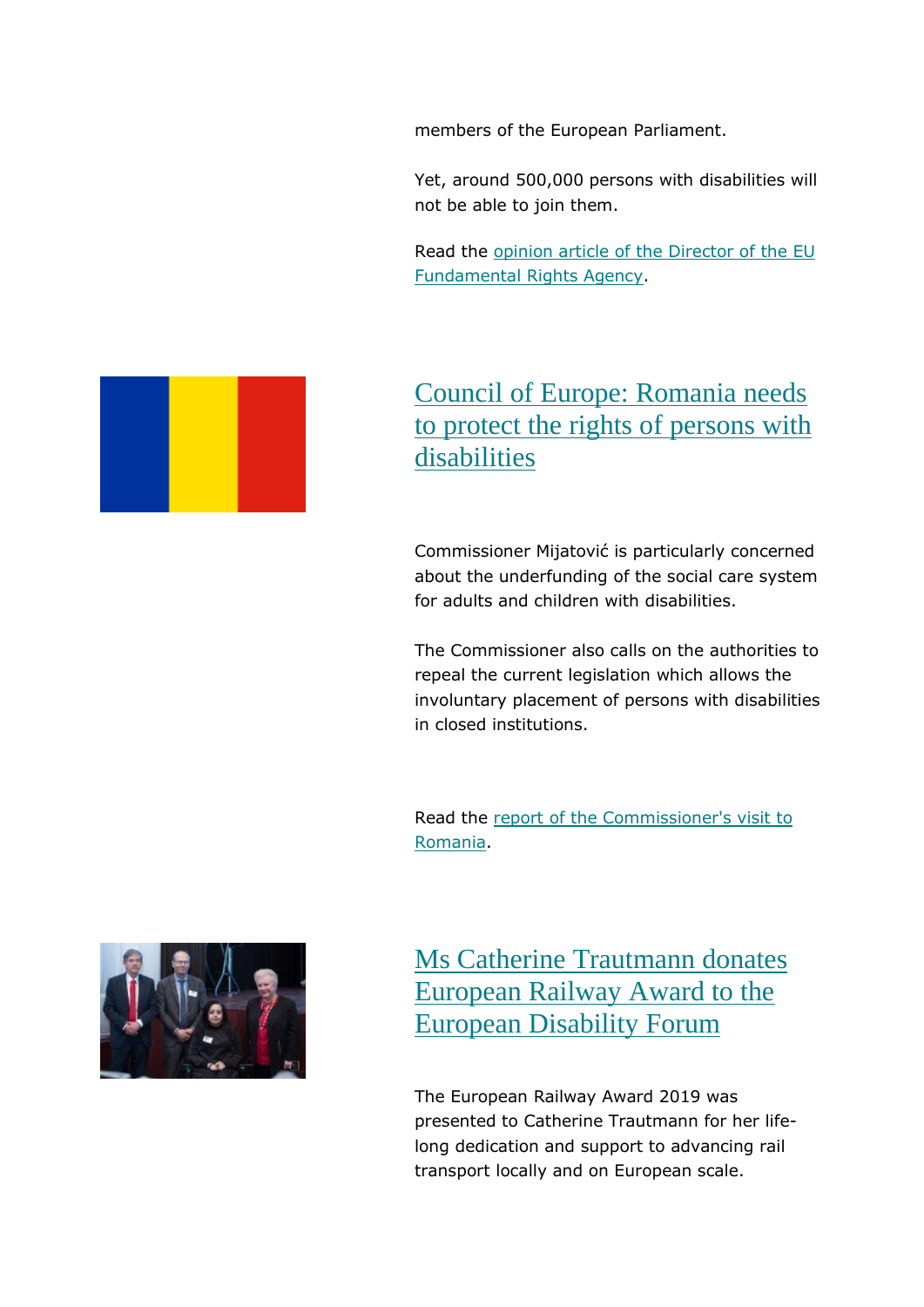members of the European Parliament.

Yet, around 500,000 persons with disabilities will not be able to join them.

Read the opinion article of the Director of the EU Fundamental Rights Agency.

## Council of Europe: Romania needs to protect the rights of persons with disabilities

Commissioner Mijatović is particularly concerned about the underfunding of the social care system for adults and children with disabilities.

The Commissioner also calls on the authorities to repeal the current legislation which allows the involuntary placement of persons with disabilities in closed institutions.

Read the report of the Commissioner's visit to Romania.

## Ms Catherine Trautmann donates European Railway Award to the European Disability Forum

The European Railway Award 2019 was presented to Catherine Trautmann for her life-long dedication and support to advancing rail transport locally and on European scale.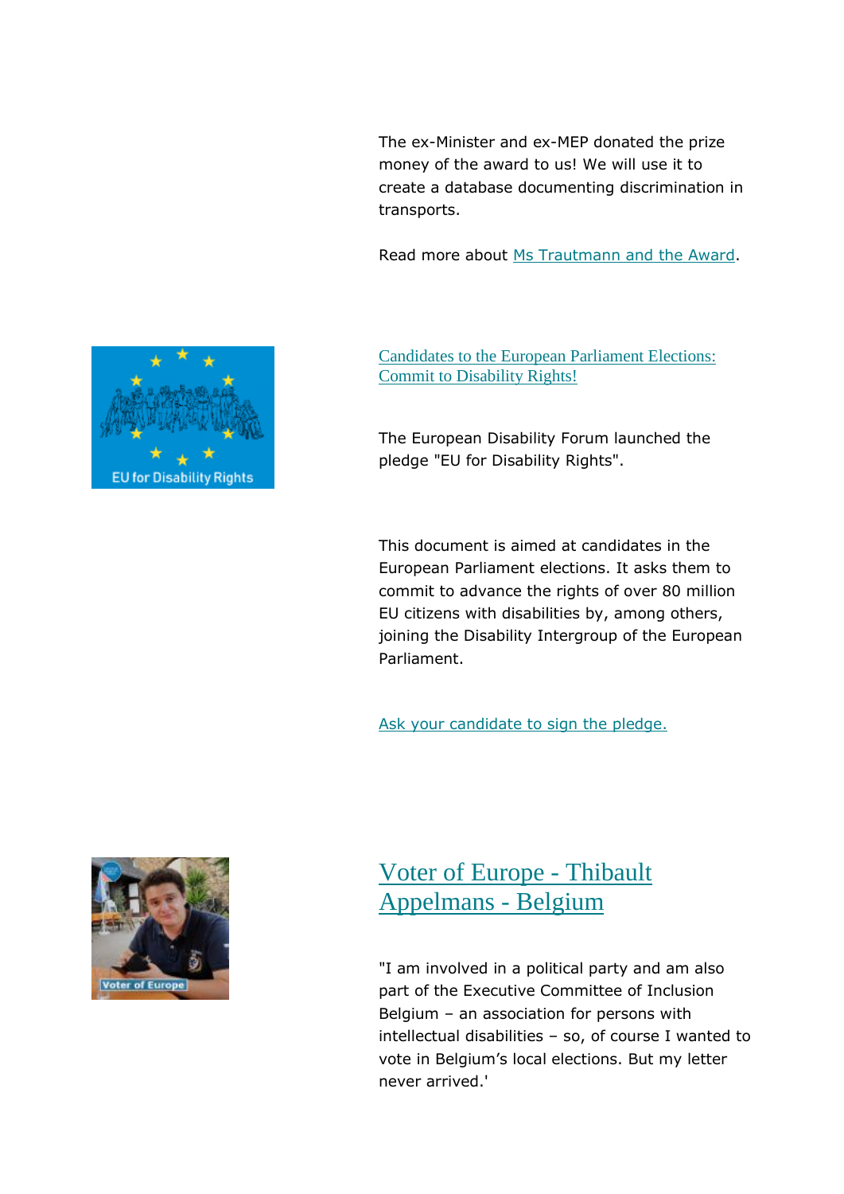The ex-Minister and ex-MEP donated the prize money of the award to us! We will use it to create a database documenting discrimination in transports.

Read more about Ms Trautmann and the Award.

### Candidates to the European Parliament Elections: Commit to Disability Rights!

The European Disability Forum launched the pledge "EU for Disability Rights".

This document is aimed at candidates in the European Parliament elections. It asks them to commit to advance the rights of over 80 million EU citizens with disabilities by, among others, joining the Disability Intergroup of the European Parliament.

Ask your candidate to sign the pledge.

## Voter of Europe - Thibault Appelmans - Belgium

"I am involved in a political party and am also part of the Executive Committee of Inclusion Belgium – an association for persons with intellectual disabilities – so, of course I wanted to vote in Belgium's local elections. But my letter never arrived.'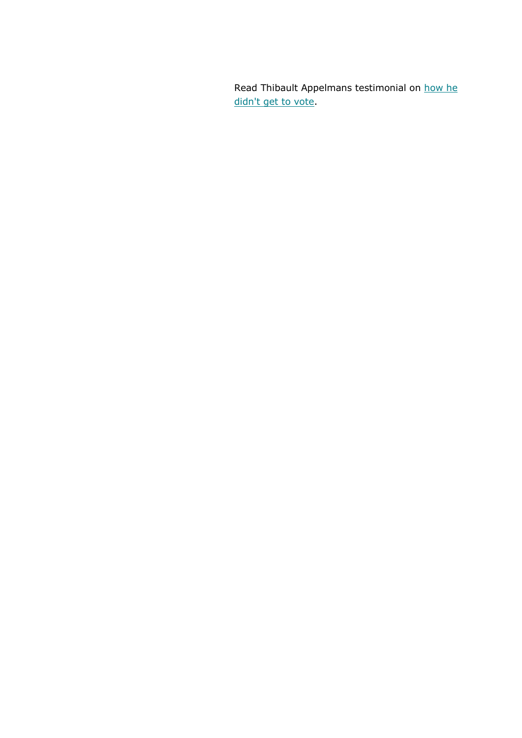Read Thibault Appelmans testimonial on how he didn't get to vote.